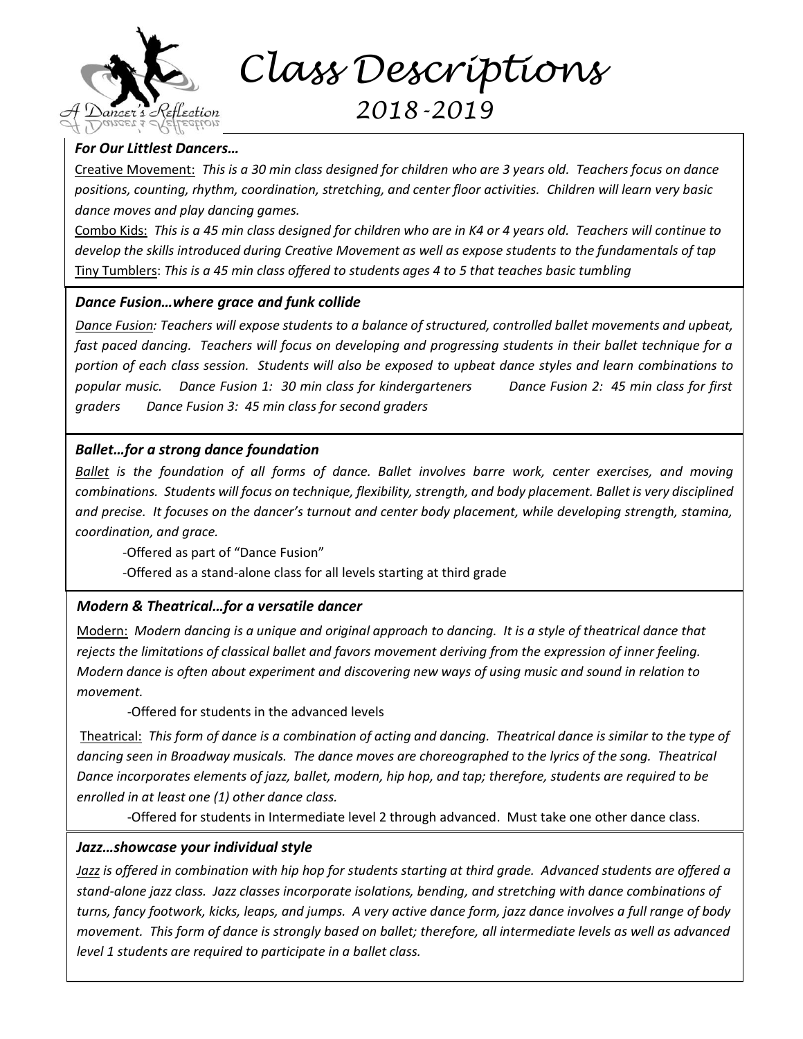# Class Descriptions
## 2018-2019

### *For Our Littlest Dancers…*

Creative Movement: *This is a 30 min class designed for children who are 3 years old. Teachers focus on dance positions, counting, rhythm, coordination, stretching, and center floor activities. Children will learn very basic dance moves and play dancing games.*

Combo Kids: *This is a 45 min class designed for children who are in K4 or 4 years old. Teachers will continue to develop the skills introduced during Creative Movement as well as expose students to the fundamentals of tap*

Tiny Tumblers: *This is a 45 min class offered to students ages 4 to 5 that teaches basic tumbling*

### *Dance Fusion…where grace and funk collide*

*Dance Fusion: Teachers will expose students to a balance of structured, controlled ballet movements and upbeat, fast paced dancing. Teachers will focus on developing and progressing students in their ballet technique for a portion of each class session. Students will also be exposed to upbeat dance styles and learn combinations to popular music. Dance Fusion 1: 30 min class for kindergarteners Dance Fusion 2: 45 min class for first graders Dance Fusion 3: 45 min class for second graders*

### *Ballet…for a strong dance foundation*

*Ballet is the foundation of all forms of dance. Ballet involves barre work, center exercises, and moving combinations. Students will focus on technique, flexibility, strength, and body placement. Ballet is very disciplined and precise. It focuses on the dancer's turnout and center body placement, while developing strength, stamina, coordination, and grace.*

-Offered as part of "Dance Fusion"

-Offered as a stand-alone class for all levels starting at third grade

### *Modern & Theatrical…for a versatile dancer*

Modern: *Modern dancing is a unique and original approach to dancing. It is a style of theatrical dance that rejects the limitations of classical ballet and favors movement deriving from the expression of inner feeling. Modern dance is often about experiment and discovering new ways of using music and sound in relation to movement.*

-Offered for students in the advanced levels

Theatrical: *This form of dance is a combination of acting and dancing. Theatrical dance is similar to the type of dancing seen in Broadway musicals. The dance moves are choreographed to the lyrics of the song. Theatrical Dance incorporates elements of jazz, ballet, modern, hip hop, and tap; therefore, students are required to be enrolled in at least one (1) other dance class.*

-Offered for students in Intermediate level 2 through advanced. Must take one other dance class.

### *Jazz…showcase your individual style*

*Jazz is offered in combination with hip hop for students starting at third grade. Advanced students are offered a stand-alone jazz class. Jazz classes incorporate isolations, bending, and stretching with dance combinations of turns, fancy footwork, kicks, leaps, and jumps. A very active dance form, jazz dance involves a full range of body movement. This form of dance is strongly based on ballet; therefore, all intermediate levels as well as advanced level 1 students are required to participate in a ballet class.*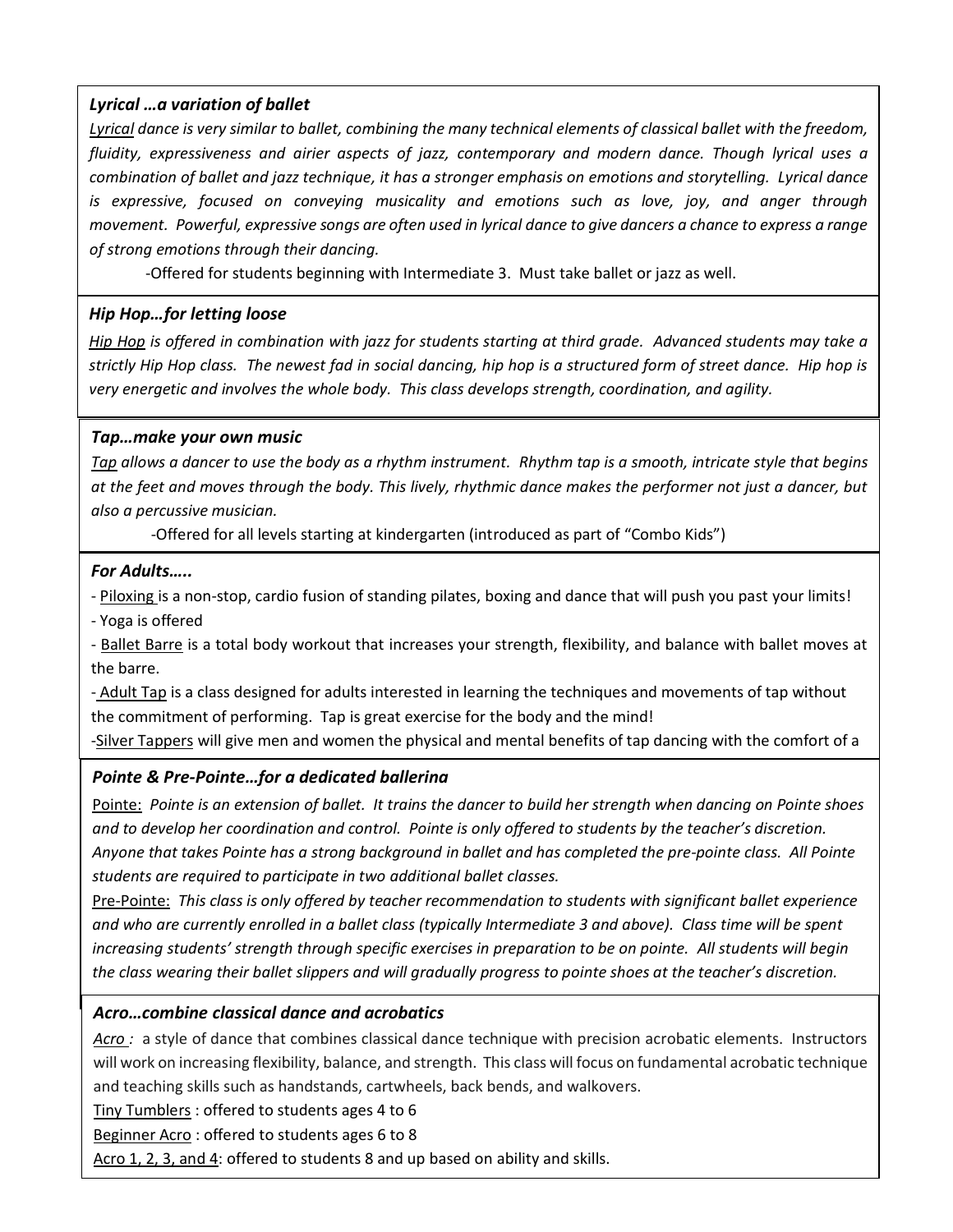### *Lyrical …a variation of ballet*

*Lyrical dance is very similar to ballet, combining the many technical elements of classical ballet with the freedom, fluidity, expressiveness and airier aspects of jazz, contemporary and modern dance. Though lyrical uses a combination of ballet and jazz technique, it has a stronger emphasis on emotions and storytelling. Lyrical dance is expressive, focused on conveying musicality and emotions such as love, joy, and anger through movement. Powerful, expressive songs are often used in lyrical dance to give dancers a chance to express a range of strong emotions through their dancing.*

-Offered for students beginning with Intermediate 3. Must take ballet or jazz as well.

### *Hip Hop…for letting loose*

*Hip Hop is offered in combination with jazz for students starting at third grade. Advanced students may take a strictly Hip Hop class. The newest fad in social dancing, hip hop is a structured form of street dance. Hip hop is very energetic and involves the whole body. This class develops strength, coordination, and agility.*

### *Tap…make your own music*

*Tap allows a dancer to use the body as a rhythm instrument. Rhythm tap is a smooth, intricate style that begins at the feet and moves through the body. This lively, rhythmic dance makes the performer not just a dancer, but also a percussive musician.*

-Offered for all levels starting at kindergarten (introduced as part of "Combo Kids")

### *For Adults…..*

- Piloxing is a non-stop, cardio fusion of standing pilates, boxing and dance that will push you past your limits!
- Yoga is offered
- Ballet Barre is a total body workout that increases your strength, flexibility, and balance with ballet moves at the barre.
- Adult Tap is a class designed for adults interested in learning the techniques and movements of tap without the commitment of performing. Tap is great exercise for the body and the mind!
- Silver Tappers will give men and women the physical and mental benefits of tap dancing with the comfort of a

### *Pointe & Pre-Pointe…for a dedicated ballerina*

Pointe: *Pointe is an extension of ballet. It trains the dancer to build her strength when dancing on Pointe shoes and to develop her coordination and control. Pointe is only offered to students by the teacher's discretion. Anyone that takes Pointe has a strong background in ballet and has completed the pre-pointe class. All Pointe students are required to participate in two additional ballet classes.*

Pre-Pointe: *This class is only offered by teacher recommendation to students with significant ballet experience and who are currently enrolled in a ballet class (typically Intermediate 3 and above). Class time will be spent increasing students' strength through specific exercises in preparation to be on pointe. All students will begin the class wearing their ballet slippers and will gradually progress to pointe shoes at the teacher's discretion.*

### *Acro…combine classical dance and acrobatics*

*Acro :* a style of dance that combines classical dance technique with precision acrobatic elements. Instructors will work on increasing flexibility, balance, and strength. This class will focus on fundamental acrobatic technique and teaching skills such as handstands, cartwheels, back bends, and walkovers.

Tiny Tumblers : offered to students ages 4 to 6

Beginner Acro : offered to students ages 6 to 8

Acro 1, 2, 3, and 4: offered to students 8 and up based on ability and skills.